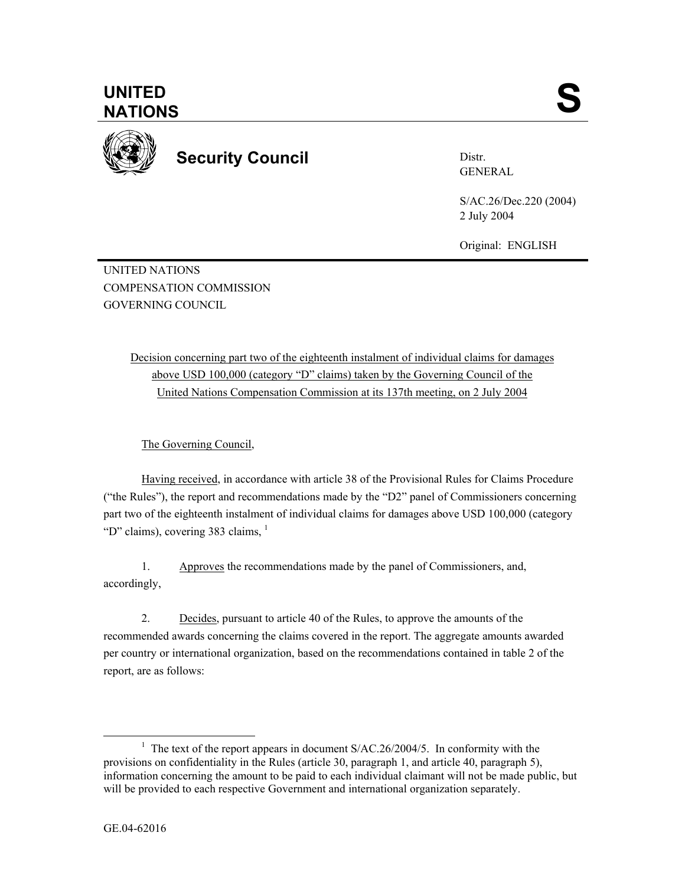**UNITED NATIONS** **S**

**Security Council**

Distr.
GENERAL

S/AC.26/Dec.220 (2004)
2 July 2004

Original: ENGLISH

UNITED NATIONS
COMPENSATION COMMISSION
GOVERNING COUNCIL

Decision concerning part two of the eighteenth instalment of individual claims for damages above USD 100,000 (category "D" claims) taken by the Governing Council of the United Nations Compensation Commission at its 137th meeting, on 2 July 2004

The Governing Council,

Having received, in accordance with article 38 of the Provisional Rules for Claims Procedure ("the Rules"), the report and recommendations made by the "D2" panel of Commissioners concerning part two of the eighteenth instalment of individual claims for damages above USD 100,000 (category "D" claims), covering 383 claims, [1]

1. Approves the recommendations made by the panel of Commissioners, and, accordingly,

2. Decides, pursuant to article 40 of the Rules, to approve the amounts of the recommended awards concerning the claims covered in the report. The aggregate amounts awarded per country or international organization, based on the recommendations contained in table 2 of the report, are as follows:

[1] The text of the report appears in document S/AC.26/2004/5. In conformity with the provisions on confidentiality in the Rules (article 30, paragraph 1, and article 40, paragraph 5), information concerning the amount to be paid to each individual claimant will not be made public, but will be provided to each respective Government and international organization separately.

GE.04-62016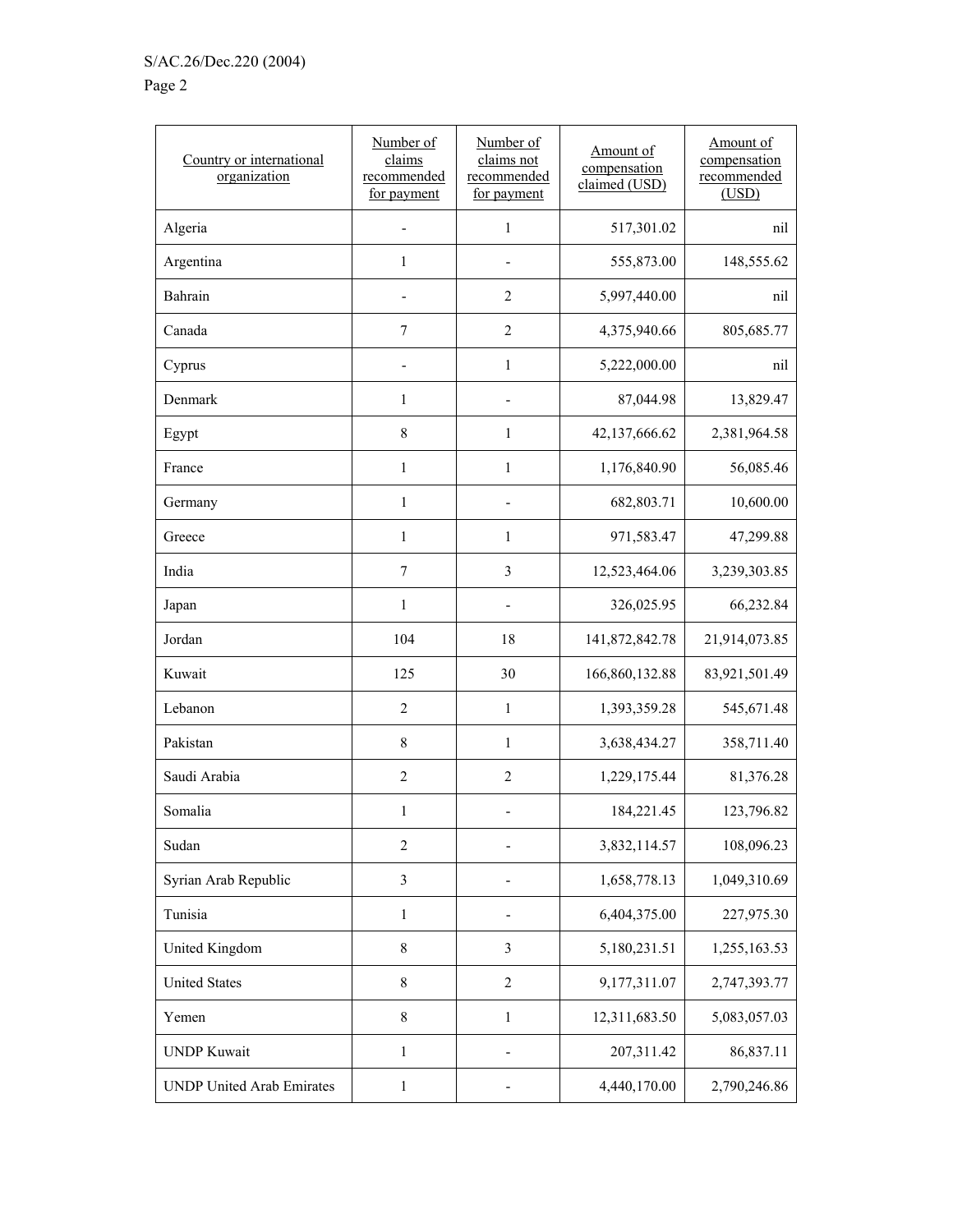| Country or international organization | Number of claims recommended for payment | Number of claims not recommended for payment | Amount of compensation claimed (USD) | Amount of compensation recommended (USD) |
|---|---|---|---|---|
| Algeria | - | 1 | 517,301.02 | nil |
| Argentina | 1 | - | 555,873.00 | 148,555.62 |
| Bahrain | - | 2 | 5,997,440.00 | nil |
| Canada | 7 | 2 | 4,375,940.66 | 805,685.77 |
| Cyprus | - | 1 | 5,222,000.00 | nil |
| Denmark | 1 | - | 87,044.98 | 13,829.47 |
| Egypt | 8 | 1 | 42,137,666.62 | 2,381,964.58 |
| France | 1 | 1 | 1,176,840.90 | 56,085.46 |
| Germany | 1 | - | 682,803.71 | 10,600.00 |
| Greece | 1 | 1 | 971,583.47 | 47,299.88 |
| India | 7 | 3 | 12,523,464.06 | 3,239,303.85 |
| Japan | 1 | - | 326,025.95 | 66,232.84 |
| Jordan | 104 | 18 | 141,872,842.78 | 21,914,073.85 |
| Kuwait | 125 | 30 | 166,860,132.88 | 83,921,501.49 |
| Lebanon | 2 | 1 | 1,393,359.28 | 545,671.48 |
| Pakistan | 8 | 1 | 3,638,434.27 | 358,711.40 |
| Saudi Arabia | 2 | 2 | 1,229,175.44 | 81,376.28 |
| Somalia | 1 | - | 184,221.45 | 123,796.82 |
| Sudan | 2 | - | 3,832,114.57 | 108,096.23 |
| Syrian Arab Republic | 3 | - | 1,658,778.13 | 1,049,310.69 |
| Tunisia | 1 | - | 6,404,375.00 | 227,975.30 |
| United Kingdom | 8 | 3 | 5,180,231.51 | 1,255,163.53 |
| United States | 8 | 2 | 9,177,311.07 | 2,747,393.77 |
| Yemen | 8 | 1 | 12,311,683.50 | 5,083,057.03 |
| UNDP Kuwait | 1 | - | 207,311.42 | 86,837.11 |
| UNDP United Arab Emirates | 1 | - | 4,440,170.00 | 2,790,246.86 |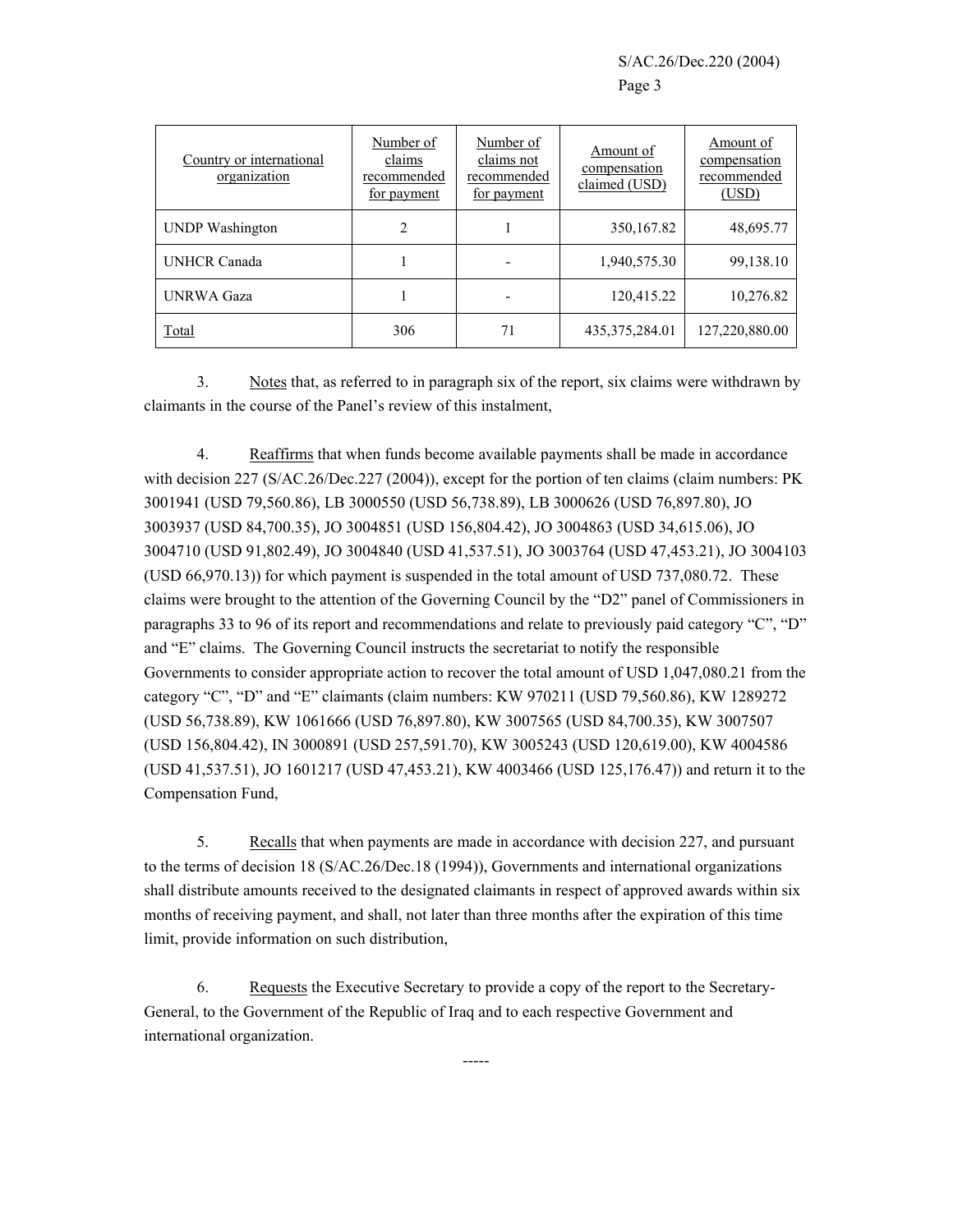| Country or international organization | Number of claims recommended for payment | Number of claims not recommended for payment | Amount of compensation claimed (USD) | Amount of compensation recommended (USD) |
|---|---|---|---|---|
| UNDP Washington | 2 | 1 | 350,167.82 | 48,695.77 |
| UNHCR Canada | 1 | - | 1,940,575.30 | 99,138.10 |
| UNRWA Gaza | 1 | - | 120,415.22 | 10,276.82 |
| Total | 306 | 71 | 435,375,284.01 | 127,220,880.00 |

3. Notes that, as referred to in paragraph six of the report, six claims were withdrawn by claimants in the course of the Panel's review of this instalment,

4. Reaffirms that when funds become available payments shall be made in accordance with decision 227 (S/AC.26/Dec.227 (2004)), except for the portion of ten claims (claim numbers: PK 3001941 (USD 79,560.86), LB 3000550 (USD 56,738.89), LB 3000626 (USD 76,897.80), JO 3003937 (USD 84,700.35), JO 3004851 (USD 156,804.42), JO 3004863 (USD 34,615.06), JO 3004710 (USD 91,802.49), JO 3004840 (USD 41,537.51), JO 3003764 (USD 47,453.21), JO 3004103 (USD 66,970.13)) for which payment is suspended in the total amount of USD 737,080.72. These claims were brought to the attention of the Governing Council by the "D2" panel of Commissioners in paragraphs 33 to 96 of its report and recommendations and relate to previously paid category "C", "D" and "E" claims. The Governing Council instructs the secretariat to notify the responsible Governments to consider appropriate action to recover the total amount of USD 1,047,080.21 from the category "C", "D" and "E" claimants (claim numbers: KW 970211 (USD 79,560.86), KW 1289272 (USD 56,738.89), KW 1061666 (USD 76,897.80), KW 3007565 (USD 84,700.35), KW 3007507 (USD 156,804.42), IN 3000891 (USD 257,591.70), KW 3005243 (USD 120,619.00), KW 4004586 (USD 41,537.51), JO 1601217 (USD 47,453.21), KW 4003466 (USD 125,176.47)) and return it to the Compensation Fund,

5. Recalls that when payments are made in accordance with decision 227, and pursuant to the terms of decision 18 (S/AC.26/Dec.18 (1994)), Governments and international organizations shall distribute amounts received to the designated claimants in respect of approved awards within six months of receiving payment, and shall, not later than three months after the expiration of this time limit, provide information on such distribution,

6. Requests the Executive Secretary to provide a copy of the report to the Secretary-General, to the Government of the Republic of Iraq and to each respective Government and international organization.

-----